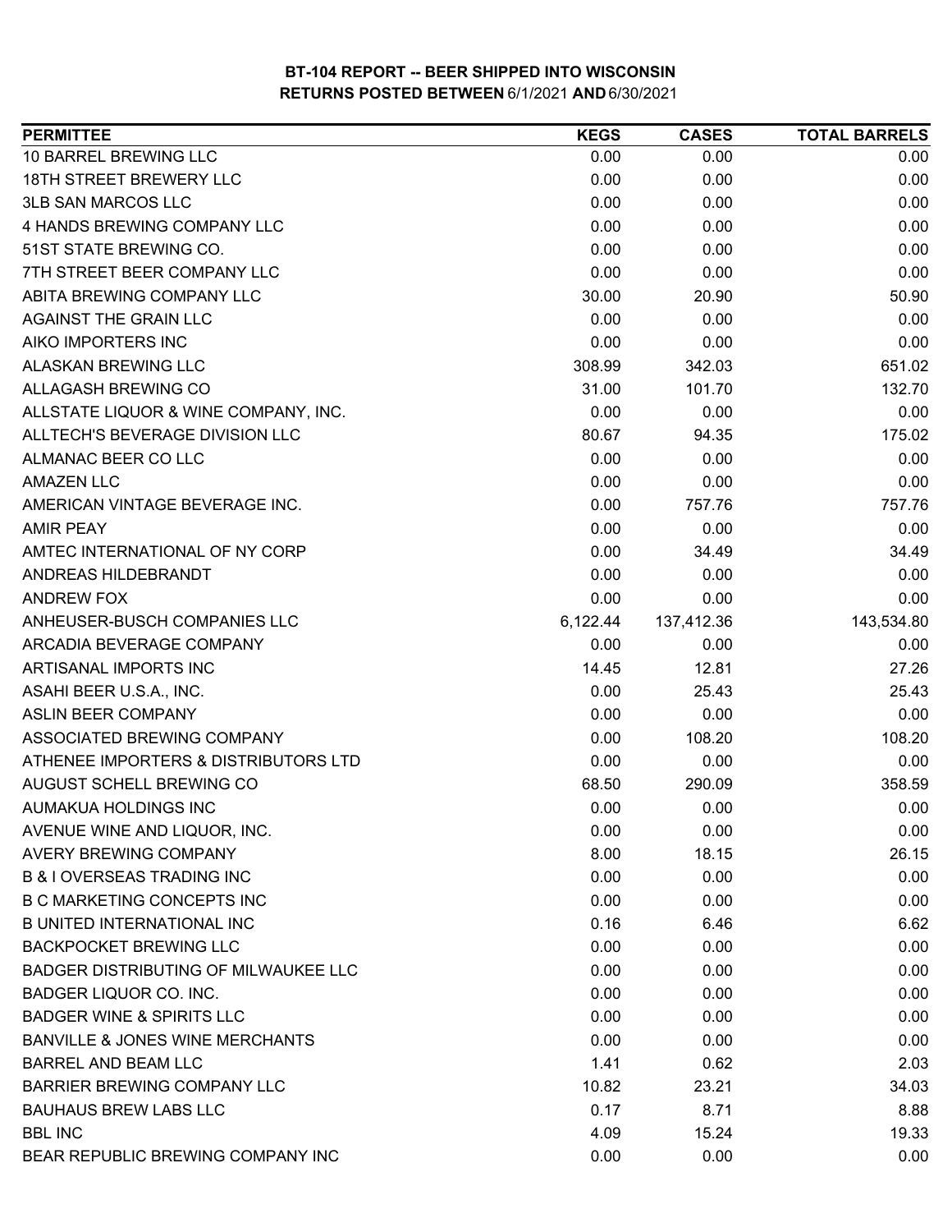# BT-104 REPORT -- BEER SHIPPED INTO WISCONSIN

## RETURNS POSTED BETWEEN 6/1/2021 AND 6/30/2021

| PERMITTEE | KEGS | CASES | TOTAL BARRELS |
|---|---|---|---|
| 10 BARREL BREWING LLC | 0.00 | 0.00 | 0.00 |
| 18TH STREET BREWERY LLC | 0.00 | 0.00 | 0.00 |
| 3LB SAN MARCOS LLC | 0.00 | 0.00 | 0.00 |
| 4 HANDS BREWING COMPANY LLC | 0.00 | 0.00 | 0.00 |
| 51ST STATE BREWING CO. | 0.00 | 0.00 | 0.00 |
| 7TH STREET BEER COMPANY LLC | 0.00 | 0.00 | 0.00 |
| ABITA BREWING COMPANY LLC | 30.00 | 20.90 | 50.90 |
| AGAINST THE GRAIN LLC | 0.00 | 0.00 | 0.00 |
| AIKO IMPORTERS INC | 0.00 | 0.00 | 0.00 |
| ALASKAN BREWING LLC | 308.99 | 342.03 | 651.02 |
| ALLAGASH BREWING CO | 31.00 | 101.70 | 132.70 |
| ALLSTATE LIQUOR & WINE COMPANY, INC. | 0.00 | 0.00 | 0.00 |
| ALLTECH'S BEVERAGE DIVISION LLC | 80.67 | 94.35 | 175.02 |
| ALMANAC BEER CO LLC | 0.00 | 0.00 | 0.00 |
| AMAZEN LLC | 0.00 | 0.00 | 0.00 |
| AMERICAN VINTAGE BEVERAGE INC. | 0.00 | 757.76 | 757.76 |
| AMIR PEAY | 0.00 | 0.00 | 0.00 |
| AMTEC INTERNATIONAL OF NY CORP | 0.00 | 34.49 | 34.49 |
| ANDREAS HILDEBRANDT | 0.00 | 0.00 | 0.00 |
| ANDREW FOX | 0.00 | 0.00 | 0.00 |
| ANHEUSER-BUSCH COMPANIES LLC | 6,122.44 | 137,412.36 | 143,534.80 |
| ARCADIA BEVERAGE COMPANY | 0.00 | 0.00 | 0.00 |
| ARTISANAL IMPORTS INC | 14.45 | 12.81 | 27.26 |
| ASAHI BEER U.S.A., INC. | 0.00 | 25.43 | 25.43 |
| ASLIN BEER COMPANY | 0.00 | 0.00 | 0.00 |
| ASSOCIATED BREWING COMPANY | 0.00 | 108.20 | 108.20 |
| ATHENEE IMPORTERS & DISTRIBUTORS LTD | 0.00 | 0.00 | 0.00 |
| AUGUST SCHELL BREWING CO | 68.50 | 290.09 | 358.59 |
| AUMAKUA HOLDINGS INC | 0.00 | 0.00 | 0.00 |
| AVENUE WINE AND LIQUOR, INC. | 0.00 | 0.00 | 0.00 |
| AVERY BREWING COMPANY | 8.00 | 18.15 | 26.15 |
| B & I OVERSEAS TRADING INC | 0.00 | 0.00 | 0.00 |
| B C MARKETING CONCEPTS INC | 0.00 | 0.00 | 0.00 |
| B UNITED INTERNATIONAL INC | 0.16 | 6.46 | 6.62 |
| BACKPOCKET BREWING LLC | 0.00 | 0.00 | 0.00 |
| BADGER DISTRIBUTING OF MILWAUKEE LLC | 0.00 | 0.00 | 0.00 |
| BADGER LIQUOR CO. INC. | 0.00 | 0.00 | 0.00 |
| BADGER WINE & SPIRITS LLC | 0.00 | 0.00 | 0.00 |
| BANVILLE & JONES WINE MERCHANTS | 0.00 | 0.00 | 0.00 |
| BARREL AND BEAM LLC | 1.41 | 0.62 | 2.03 |
| BARRIER BREWING COMPANY LLC | 10.82 | 23.21 | 34.03 |
| BAUHAUS BREW LABS LLC | 0.17 | 8.71 | 8.88 |
| BBL INC | 4.09 | 15.24 | 19.33 |
| BEAR REPUBLIC BREWING COMPANY INC | 0.00 | 0.00 | 0.00 |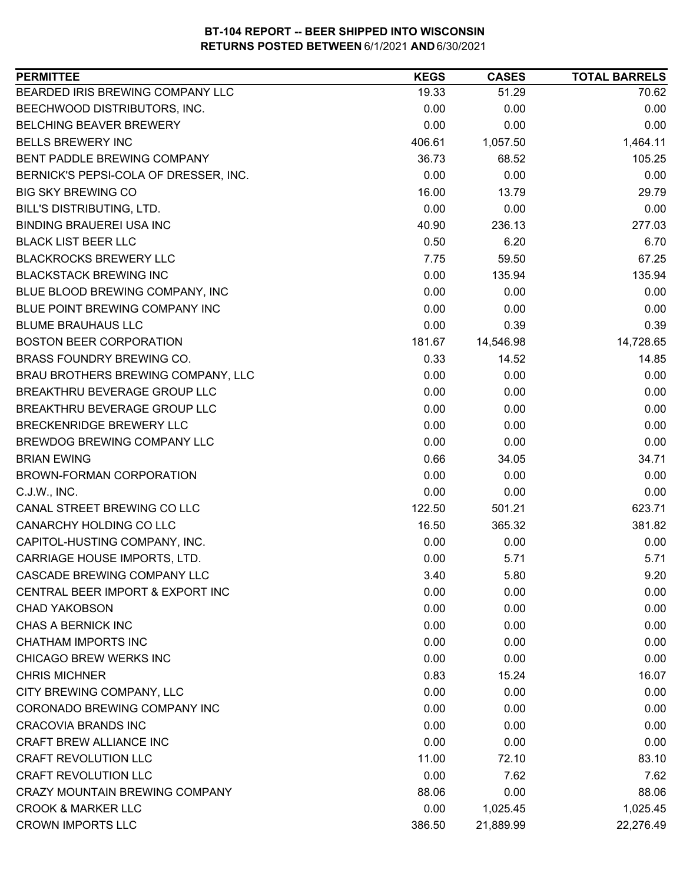**BT-104 REPORT -- BEER SHIPPED INTO WISCONSIN**
**RETURNS POSTED BETWEEN 6/1/2021 AND 6/30/2021**

| PERMITTEE | KEGS | CASES | TOTAL BARRELS |
|---|---|---|---|
| BEARDED IRIS BREWING COMPANY LLC | 19.33 | 51.29 | 70.62 |
| BEECHWOOD DISTRIBUTORS, INC. | 0.00 | 0.00 | 0.00 |
| BELCHING BEAVER BREWERY | 0.00 | 0.00 | 0.00 |
| BELLS BREWERY INC | 406.61 | 1,057.50 | 1,464.11 |
| BENT PADDLE BREWING COMPANY | 36.73 | 68.52 | 105.25 |
| BERNICK'S PEPSI-COLA OF DRESSER, INC. | 0.00 | 0.00 | 0.00 |
| BIG SKY BREWING CO | 16.00 | 13.79 | 29.79 |
| BILL'S DISTRIBUTING, LTD. | 0.00 | 0.00 | 0.00 |
| BINDING BRAUEREI USA INC | 40.90 | 236.13 | 277.03 |
| BLACK LIST BEER LLC | 0.50 | 6.20 | 6.70 |
| BLACKROCKS BREWERY LLC | 7.75 | 59.50 | 67.25 |
| BLACKSTACK BREWING INC | 0.00 | 135.94 | 135.94 |
| BLUE BLOOD BREWING COMPANY, INC | 0.00 | 0.00 | 0.00 |
| BLUE POINT BREWING COMPANY INC | 0.00 | 0.00 | 0.00 |
| BLUME BRAUHAUS LLC | 0.00 | 0.39 | 0.39 |
| BOSTON BEER CORPORATION | 181.67 | 14,546.98 | 14,728.65 |
| BRASS FOUNDRY BREWING CO. | 0.33 | 14.52 | 14.85 |
| BRAU BROTHERS BREWING COMPANY, LLC | 0.00 | 0.00 | 0.00 |
| BREAKTHRU BEVERAGE GROUP LLC | 0.00 | 0.00 | 0.00 |
| BREAKTHRU BEVERAGE GROUP LLC | 0.00 | 0.00 | 0.00 |
| BRECKENRIDGE BREWERY LLC | 0.00 | 0.00 | 0.00 |
| BREWDOG BREWING COMPANY LLC | 0.00 | 0.00 | 0.00 |
| BRIAN EWING | 0.66 | 34.05 | 34.71 |
| BROWN-FORMAN CORPORATION | 0.00 | 0.00 | 0.00 |
| C.J.W., INC. | 0.00 | 0.00 | 0.00 |
| CANAL STREET BREWING CO LLC | 122.50 | 501.21 | 623.71 |
| CANARCHY HOLDING CO LLC | 16.50 | 365.32 | 381.82 |
| CAPITOL-HUSTING COMPANY, INC. | 0.00 | 0.00 | 0.00 |
| CARRIAGE HOUSE IMPORTS, LTD. | 0.00 | 5.71 | 5.71 |
| CASCADE BREWING COMPANY LLC | 3.40 | 5.80 | 9.20 |
| CENTRAL BEER IMPORT & EXPORT INC | 0.00 | 0.00 | 0.00 |
| CHAD YAKOBSON | 0.00 | 0.00 | 0.00 |
| CHAS A BERNICK INC | 0.00 | 0.00 | 0.00 |
| CHATHAM IMPORTS INC | 0.00 | 0.00 | 0.00 |
| CHICAGO BREW WERKS INC | 0.00 | 0.00 | 0.00 |
| CHRIS MICHNER | 0.83 | 15.24 | 16.07 |
| CITY BREWING COMPANY, LLC | 0.00 | 0.00 | 0.00 |
| CORONADO BREWING COMPANY INC | 0.00 | 0.00 | 0.00 |
| CRACOVIA BRANDS INC | 0.00 | 0.00 | 0.00 |
| CRAFT BREW ALLIANCE INC | 0.00 | 0.00 | 0.00 |
| CRAFT REVOLUTION LLC | 11.00 | 72.10 | 83.10 |
| CRAFT REVOLUTION LLC | 0.00 | 7.62 | 7.62 |
| CRAZY MOUNTAIN BREWING COMPANY | 88.06 | 0.00 | 88.06 |
| CROOK & MARKER LLC | 0.00 | 1,025.45 | 1,025.45 |
| CROWN IMPORTS LLC | 386.50 | 21,889.99 | 22,276.49 |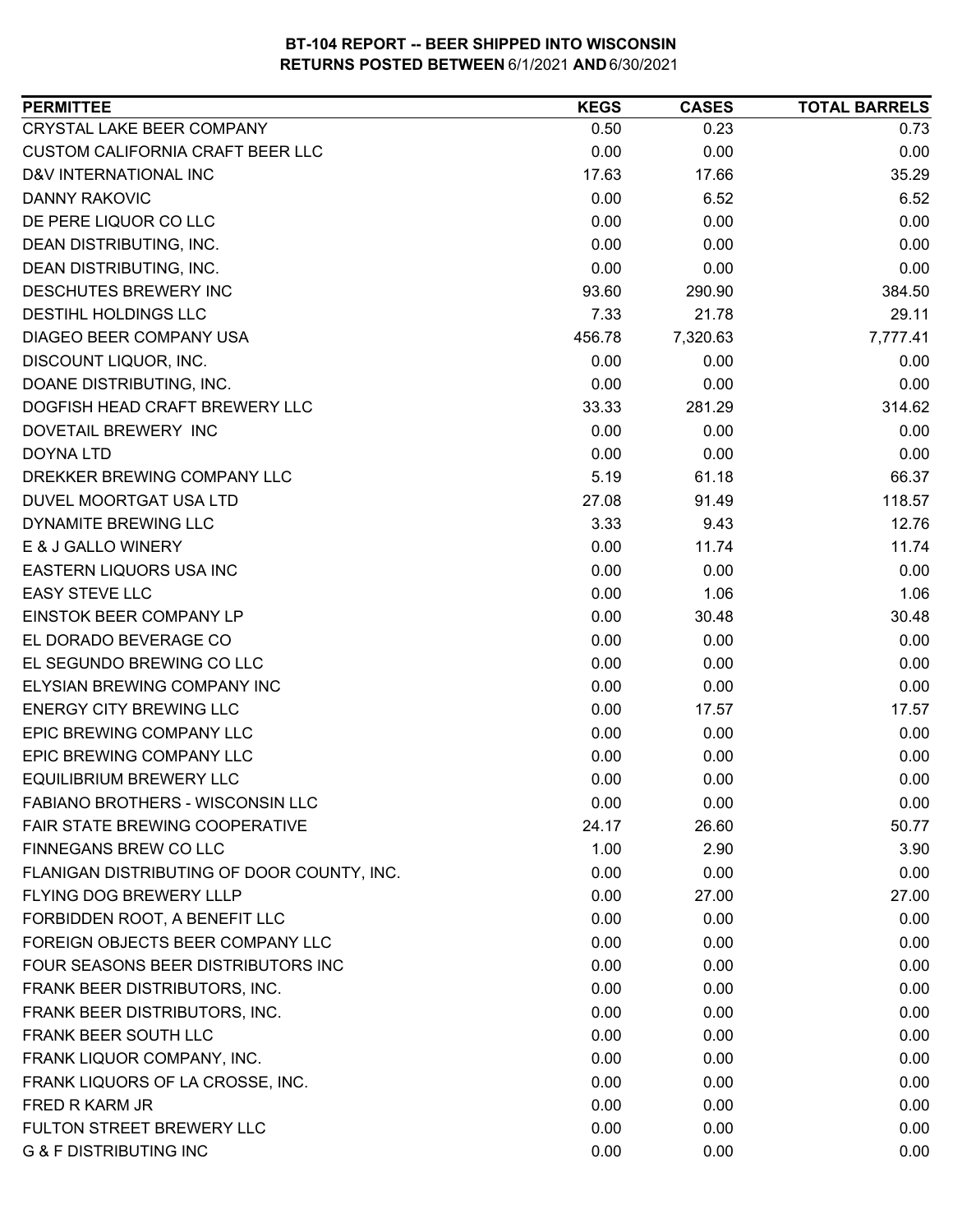**BT-104 REPORT -- BEER SHIPPED INTO WISCONSIN**
**RETURNS POSTED BETWEEN 6/1/2021 AND 6/30/2021**

| PERMITTEE | KEGS | CASES | TOTAL BARRELS |
|---|---|---|---|
| CRYSTAL LAKE BEER COMPANY | 0.50 | 0.23 | 0.73 |
| CUSTOM CALIFORNIA CRAFT BEER LLC | 0.00 | 0.00 | 0.00 |
| D&V INTERNATIONAL INC | 17.63 | 17.66 | 35.29 |
| DANNY RAKOVIC | 0.00 | 6.52 | 6.52 |
| DE PERE LIQUOR CO LLC | 0.00 | 0.00 | 0.00 |
| DEAN DISTRIBUTING, INC. | 0.00 | 0.00 | 0.00 |
| DEAN DISTRIBUTING, INC. | 0.00 | 0.00 | 0.00 |
| DESCHUTES BREWERY INC | 93.60 | 290.90 | 384.50 |
| DESTIHL HOLDINGS LLC | 7.33 | 21.78 | 29.11 |
| DIAGEO BEER COMPANY USA | 456.78 | 7,320.63 | 7,777.41 |
| DISCOUNT LIQUOR, INC. | 0.00 | 0.00 | 0.00 |
| DOANE DISTRIBUTING, INC. | 0.00 | 0.00 | 0.00 |
| DOGFISH HEAD CRAFT BREWERY LLC | 33.33 | 281.29 | 314.62 |
| DOVETAIL BREWERY INC | 0.00 | 0.00 | 0.00 |
| DOYNA LTD | 0.00 | 0.00 | 0.00 |
| DREKKER BREWING COMPANY LLC | 5.19 | 61.18 | 66.37 |
| DUVEL MOORTGAT USA LTD | 27.08 | 91.49 | 118.57 |
| DYNAMITE BREWING LLC | 3.33 | 9.43 | 12.76 |
| E & J GALLO WINERY | 0.00 | 11.74 | 11.74 |
| EASTERN LIQUORS USA INC | 0.00 | 0.00 | 0.00 |
| EASY STEVE LLC | 0.00 | 1.06 | 1.06 |
| EINSTOK BEER COMPANY LP | 0.00 | 30.48 | 30.48 |
| EL DORADO BEVERAGE CO | 0.00 | 0.00 | 0.00 |
| EL SEGUNDO BREWING CO LLC | 0.00 | 0.00 | 0.00 |
| ELYSIAN BREWING COMPANY INC | 0.00 | 0.00 | 0.00 |
| ENERGY CITY BREWING LLC | 0.00 | 17.57 | 17.57 |
| EPIC BREWING COMPANY LLC | 0.00 | 0.00 | 0.00 |
| EPIC BREWING COMPANY LLC | 0.00 | 0.00 | 0.00 |
| EQUILIBRIUM BREWERY LLC | 0.00 | 0.00 | 0.00 |
| FABIANO BROTHERS - WISCONSIN LLC | 0.00 | 0.00 | 0.00 |
| FAIR STATE BREWING COOPERATIVE | 24.17 | 26.60 | 50.77 |
| FINNEGANS BREW CO LLC | 1.00 | 2.90 | 3.90 |
| FLANIGAN DISTRIBUTING OF DOOR COUNTY, INC. | 0.00 | 0.00 | 0.00 |
| FLYING DOG BREWERY LLLP | 0.00 | 27.00 | 27.00 |
| FORBIDDEN ROOT, A BENEFIT LLC | 0.00 | 0.00 | 0.00 |
| FOREIGN OBJECTS BEER COMPANY LLC | 0.00 | 0.00 | 0.00 |
| FOUR SEASONS BEER DISTRIBUTORS INC | 0.00 | 0.00 | 0.00 |
| FRANK BEER DISTRIBUTORS, INC. | 0.00 | 0.00 | 0.00 |
| FRANK BEER DISTRIBUTORS, INC. | 0.00 | 0.00 | 0.00 |
| FRANK BEER SOUTH LLC | 0.00 | 0.00 | 0.00 |
| FRANK LIQUOR COMPANY, INC. | 0.00 | 0.00 | 0.00 |
| FRANK LIQUORS OF LA CROSSE, INC. | 0.00 | 0.00 | 0.00 |
| FRED R KARM JR | 0.00 | 0.00 | 0.00 |
| FULTON STREET BREWERY LLC | 0.00 | 0.00 | 0.00 |
| G & F DISTRIBUTING INC | 0.00 | 0.00 | 0.00 |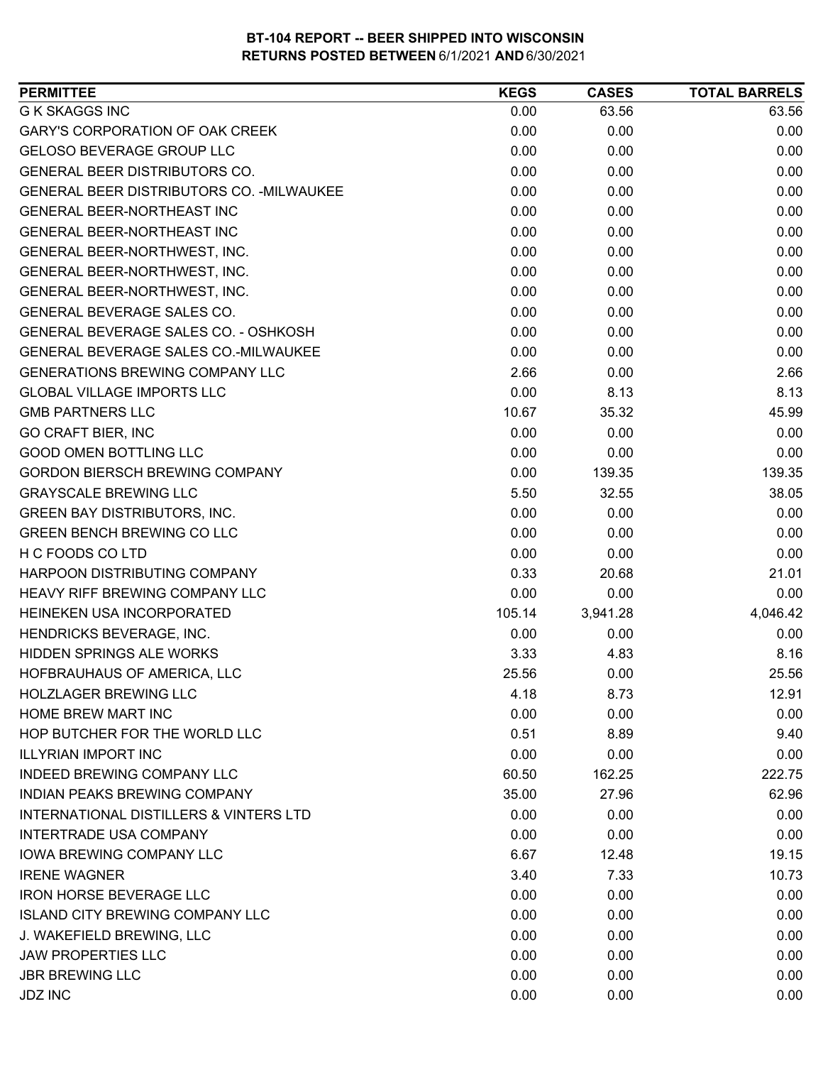**BT-104 REPORT -- BEER SHIPPED INTO WISCONSIN**
**RETURNS POSTED BETWEEN 6/1/2021 AND 6/30/2021**

| PERMITTEE | KEGS | CASES | TOTAL BARRELS |
|---|---|---|---|
| G K SKAGGS INC | 0.00 | 63.56 | 63.56 |
| GARY'S CORPORATION OF OAK CREEK | 0.00 | 0.00 | 0.00 |
| GELOSO BEVERAGE GROUP LLC | 0.00 | 0.00 | 0.00 |
| GENERAL BEER DISTRIBUTORS CO. | 0.00 | 0.00 | 0.00 |
| GENERAL BEER DISTRIBUTORS CO. -MILWAUKEE | 0.00 | 0.00 | 0.00 |
| GENERAL BEER-NORTHEAST INC | 0.00 | 0.00 | 0.00 |
| GENERAL BEER-NORTHEAST INC | 0.00 | 0.00 | 0.00 |
| GENERAL BEER-NORTHWEST, INC. | 0.00 | 0.00 | 0.00 |
| GENERAL BEER-NORTHWEST, INC. | 0.00 | 0.00 | 0.00 |
| GENERAL BEER-NORTHWEST, INC. | 0.00 | 0.00 | 0.00 |
| GENERAL BEVERAGE SALES CO. | 0.00 | 0.00 | 0.00 |
| GENERAL BEVERAGE SALES CO. - OSHKOSH | 0.00 | 0.00 | 0.00 |
| GENERAL BEVERAGE SALES CO.-MILWAUKEE | 0.00 | 0.00 | 0.00 |
| GENERATIONS BREWING COMPANY LLC | 2.66 | 0.00 | 2.66 |
| GLOBAL VILLAGE IMPORTS LLC | 0.00 | 8.13 | 8.13 |
| GMB PARTNERS LLC | 10.67 | 35.32 | 45.99 |
| GO CRAFT BIER, INC | 0.00 | 0.00 | 0.00 |
| GOOD OMEN BOTTLING LLC | 0.00 | 0.00 | 0.00 |
| GORDON BIERSCH BREWING COMPANY | 0.00 | 139.35 | 139.35 |
| GRAYSCALE BREWING LLC | 5.50 | 32.55 | 38.05 |
| GREEN BAY DISTRIBUTORS, INC. | 0.00 | 0.00 | 0.00 |
| GREEN BENCH BREWING CO LLC | 0.00 | 0.00 | 0.00 |
| H C FOODS CO LTD | 0.00 | 0.00 | 0.00 |
| HARPOON DISTRIBUTING COMPANY | 0.33 | 20.68 | 21.01 |
| HEAVY RIFF BREWING COMPANY LLC | 0.00 | 0.00 | 0.00 |
| HEINEKEN USA INCORPORATED | 105.14 | 3,941.28 | 4,046.42 |
| HENDRICKS BEVERAGE, INC. | 0.00 | 0.00 | 0.00 |
| HIDDEN SPRINGS ALE WORKS | 3.33 | 4.83 | 8.16 |
| HOFBRAUHAUS OF AMERICA, LLC | 25.56 | 0.00 | 25.56 |
| HOLZLAGER BREWING LLC | 4.18 | 8.73 | 12.91 |
| HOME BREW MART INC | 0.00 | 0.00 | 0.00 |
| HOP BUTCHER FOR THE WORLD LLC | 0.51 | 8.89 | 9.40 |
| ILLYRIAN IMPORT INC | 0.00 | 0.00 | 0.00 |
| INDEED BREWING COMPANY LLC | 60.50 | 162.25 | 222.75 |
| INDIAN PEAKS BREWING COMPANY | 35.00 | 27.96 | 62.96 |
| INTERNATIONAL DISTILLERS & VINTERS LTD | 0.00 | 0.00 | 0.00 |
| INTERTRADE USA COMPANY | 0.00 | 0.00 | 0.00 |
| IOWA BREWING COMPANY LLC | 6.67 | 12.48 | 19.15 |
| IRENE WAGNER | 3.40 | 7.33 | 10.73 |
| IRON HORSE BEVERAGE LLC | 0.00 | 0.00 | 0.00 |
| ISLAND CITY BREWING COMPANY LLC | 0.00 | 0.00 | 0.00 |
| J. WAKEFIELD BREWING, LLC | 0.00 | 0.00 | 0.00 |
| JAW PROPERTIES LLC | 0.00 | 0.00 | 0.00 |
| JBR BREWING LLC | 0.00 | 0.00 | 0.00 |
| JDZ INC | 0.00 | 0.00 | 0.00 |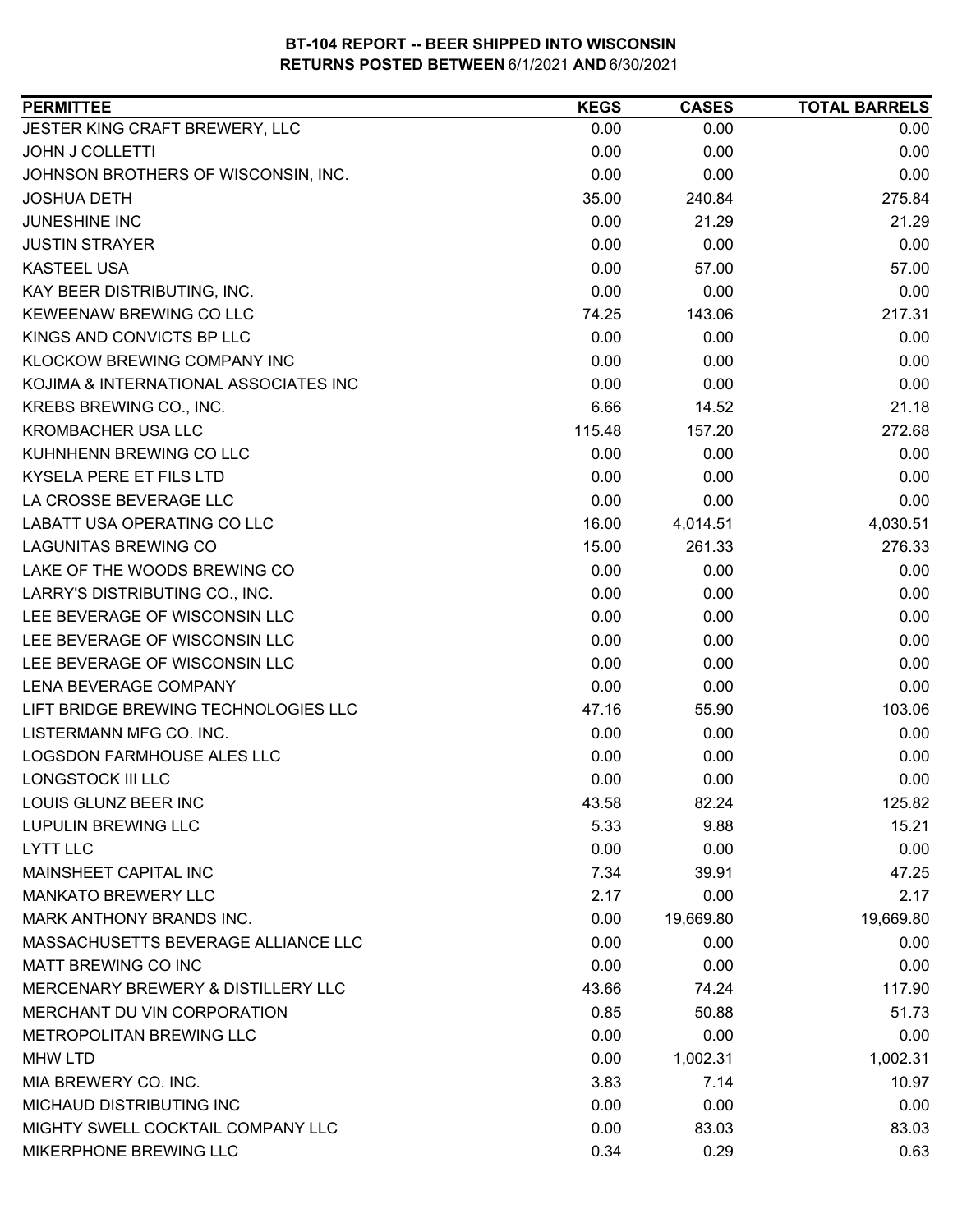**BT-104 REPORT -- BEER SHIPPED INTO WISCONSIN**
**RETURNS POSTED BETWEEN 6/1/2021 AND 6/30/2021**

| PERMITTEE | KEGS | CASES | TOTAL BARRELS |
|---|---|---|---|
| JESTER KING CRAFT BREWERY, LLC | 0.00 | 0.00 | 0.00 |
| JOHN J COLLETTI | 0.00 | 0.00 | 0.00 |
| JOHNSON BROTHERS OF WISCONSIN, INC. | 0.00 | 0.00 | 0.00 |
| JOSHUA DETH | 35.00 | 240.84 | 275.84 |
| JUNESHINE INC | 0.00 | 21.29 | 21.29 |
| JUSTIN STRAYER | 0.00 | 0.00 | 0.00 |
| KASTEEL USA | 0.00 | 57.00 | 57.00 |
| KAY BEER DISTRIBUTING, INC. | 0.00 | 0.00 | 0.00 |
| KEWEENAW BREWING CO LLC | 74.25 | 143.06 | 217.31 |
| KINGS AND CONVICTS BP LLC | 0.00 | 0.00 | 0.00 |
| KLOCKOW BREWING COMPANY INC | 0.00 | 0.00 | 0.00 |
| KOJIMA & INTERNATIONAL ASSOCIATES INC | 0.00 | 0.00 | 0.00 |
| KREBS BREWING CO., INC. | 6.66 | 14.52 | 21.18 |
| KROMBACHER USA LLC | 115.48 | 157.20 | 272.68 |
| KUHNHENN BREWING CO LLC | 0.00 | 0.00 | 0.00 |
| KYSELA PERE ET FILS LTD | 0.00 | 0.00 | 0.00 |
| LA CROSSE BEVERAGE LLC | 0.00 | 0.00 | 0.00 |
| LABATT USA OPERATING CO LLC | 16.00 | 4,014.51 | 4,030.51 |
| LAGUNITAS BREWING CO | 15.00 | 261.33 | 276.33 |
| LAKE OF THE WOODS BREWING CO | 0.00 | 0.00 | 0.00 |
| LARRY'S DISTRIBUTING CO., INC. | 0.00 | 0.00 | 0.00 |
| LEE BEVERAGE OF WISCONSIN LLC | 0.00 | 0.00 | 0.00 |
| LEE BEVERAGE OF WISCONSIN LLC | 0.00 | 0.00 | 0.00 |
| LEE BEVERAGE OF WISCONSIN LLC | 0.00 | 0.00 | 0.00 |
| LENA BEVERAGE COMPANY | 0.00 | 0.00 | 0.00 |
| LIFT BRIDGE BREWING TECHNOLOGIES LLC | 47.16 | 55.90 | 103.06 |
| LISTERMANN MFG CO. INC. | 0.00 | 0.00 | 0.00 |
| LOGSDON FARMHOUSE ALES LLC | 0.00 | 0.00 | 0.00 |
| LONGSTOCK III LLC | 0.00 | 0.00 | 0.00 |
| LOUIS GLUNZ BEER INC | 43.58 | 82.24 | 125.82 |
| LUPULIN BREWING LLC | 5.33 | 9.88 | 15.21 |
| LYTT LLC | 0.00 | 0.00 | 0.00 |
| MAINSHEET CAPITAL INC | 7.34 | 39.91 | 47.25 |
| MANKATO BREWERY LLC | 2.17 | 0.00 | 2.17 |
| MARK ANTHONY BRANDS INC. | 0.00 | 19,669.80 | 19,669.80 |
| MASSACHUSETTS BEVERAGE ALLIANCE LLC | 0.00 | 0.00 | 0.00 |
| MATT BREWING CO INC | 0.00 | 0.00 | 0.00 |
| MERCENARY BREWERY & DISTILLERY LLC | 43.66 | 74.24 | 117.90 |
| MERCHANT DU VIN CORPORATION | 0.85 | 50.88 | 51.73 |
| METROPOLITAN BREWING LLC | 0.00 | 0.00 | 0.00 |
| MHW LTD | 0.00 | 1,002.31 | 1,002.31 |
| MIA BREWERY CO. INC. | 3.83 | 7.14 | 10.97 |
| MICHAUD DISTRIBUTING INC | 0.00 | 0.00 | 0.00 |
| MIGHTY SWELL COCKTAIL COMPANY LLC | 0.00 | 83.03 | 83.03 |
| MIKERPHONE BREWING LLC | 0.34 | 0.29 | 0.63 |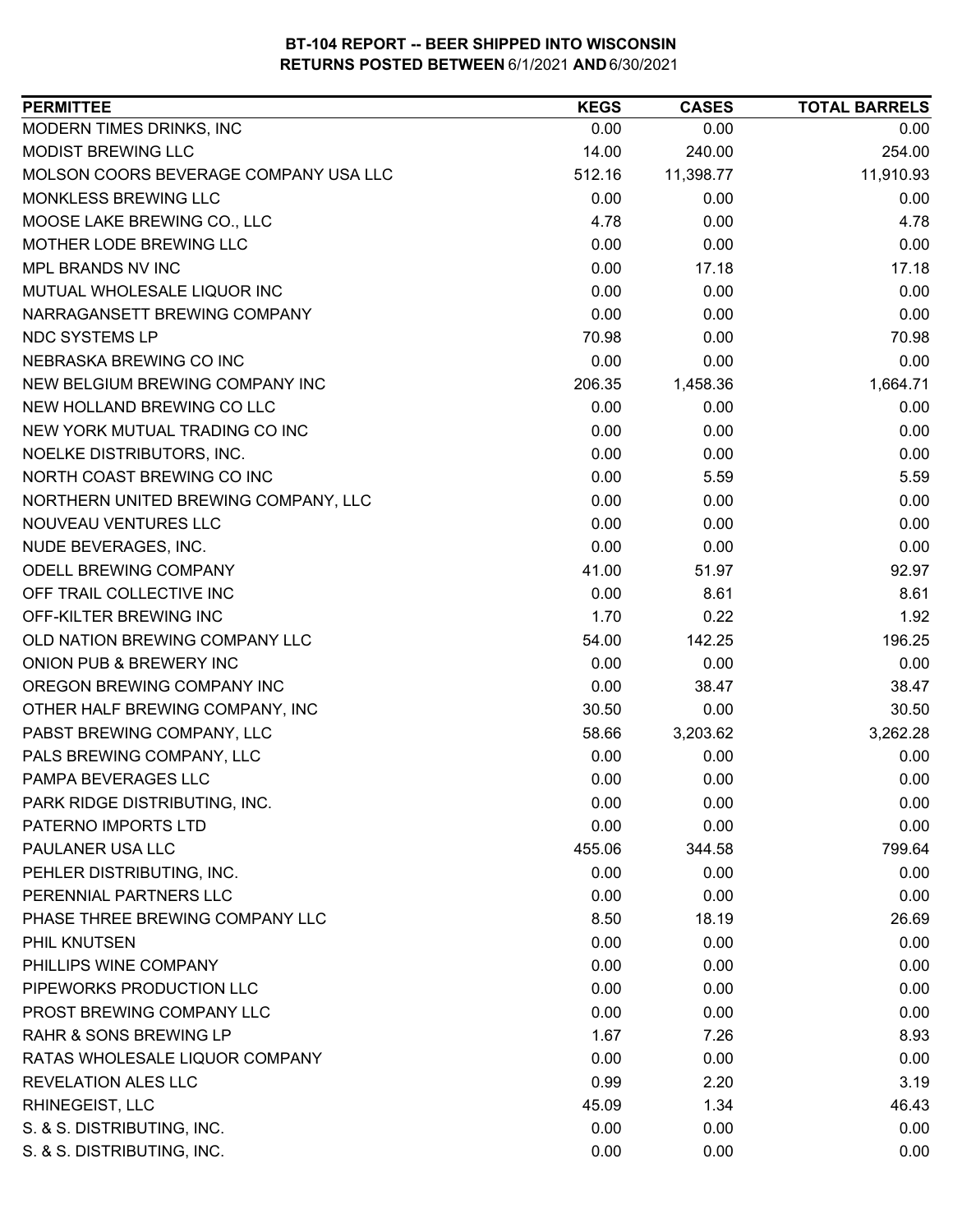**BT-104 REPORT -- BEER SHIPPED INTO WISCONSIN**
**RETURNS POSTED BETWEEN** 6/1/2021 **AND** 6/30/2021

| PERMITTEE | KEGS | CASES | TOTAL BARRELS |
|---|---|---|---|
| MODERN TIMES DRINKS, INC | 0.00 | 0.00 | 0.00 |
| MODIST BREWING LLC | 14.00 | 240.00 | 254.00 |
| MOLSON COORS BEVERAGE COMPANY USA LLC | 512.16 | 11,398.77 | 11,910.93 |
| MONKLESS BREWING LLC | 0.00 | 0.00 | 0.00 |
| MOOSE LAKE BREWING CO., LLC | 4.78 | 0.00 | 4.78 |
| MOTHER LODE BREWING LLC | 0.00 | 0.00 | 0.00 |
| MPL BRANDS NV INC | 0.00 | 17.18 | 17.18 |
| MUTUAL WHOLESALE LIQUOR INC | 0.00 | 0.00 | 0.00 |
| NARRAGANSETT BREWING COMPANY | 0.00 | 0.00 | 0.00 |
| NDC SYSTEMS LP | 70.98 | 0.00 | 70.98 |
| NEBRASKA BREWING CO INC | 0.00 | 0.00 | 0.00 |
| NEW BELGIUM BREWING COMPANY INC | 206.35 | 1,458.36 | 1,664.71 |
| NEW HOLLAND BREWING CO LLC | 0.00 | 0.00 | 0.00 |
| NEW YORK MUTUAL TRADING CO INC | 0.00 | 0.00 | 0.00 |
| NOELKE DISTRIBUTORS, INC. | 0.00 | 0.00 | 0.00 |
| NORTH COAST BREWING CO INC | 0.00 | 5.59 | 5.59 |
| NORTHERN UNITED BREWING COMPANY, LLC | 0.00 | 0.00 | 0.00 |
| NOUVEAU VENTURES LLC | 0.00 | 0.00 | 0.00 |
| NUDE BEVERAGES, INC. | 0.00 | 0.00 | 0.00 |
| ODELL BREWING COMPANY | 41.00 | 51.97 | 92.97 |
| OFF TRAIL COLLECTIVE INC | 0.00 | 8.61 | 8.61 |
| OFF-KILTER BREWING INC | 1.70 | 0.22 | 1.92 |
| OLD NATION BREWING COMPANY LLC | 54.00 | 142.25 | 196.25 |
| ONION PUB & BREWERY INC | 0.00 | 0.00 | 0.00 |
| OREGON BREWING COMPANY INC | 0.00 | 38.47 | 38.47 |
| OTHER HALF BREWING COMPANY, INC | 30.50 | 0.00 | 30.50 |
| PABST BREWING COMPANY, LLC | 58.66 | 3,203.62 | 3,262.28 |
| PALS BREWING COMPANY, LLC | 0.00 | 0.00 | 0.00 |
| PAMPA BEVERAGES LLC | 0.00 | 0.00 | 0.00 |
| PARK RIDGE DISTRIBUTING, INC. | 0.00 | 0.00 | 0.00 |
| PATERNO IMPORTS LTD | 0.00 | 0.00 | 0.00 |
| PAULANER USA LLC | 455.06 | 344.58 | 799.64 |
| PEHLER DISTRIBUTING, INC. | 0.00 | 0.00 | 0.00 |
| PERENNIAL PARTNERS LLC | 0.00 | 0.00 | 0.00 |
| PHASE THREE BREWING COMPANY LLC | 8.50 | 18.19 | 26.69 |
| PHIL KNUTSEN | 0.00 | 0.00 | 0.00 |
| PHILLIPS WINE COMPANY | 0.00 | 0.00 | 0.00 |
| PIPEWORKS PRODUCTION LLC | 0.00 | 0.00 | 0.00 |
| PROST BREWING COMPANY LLC | 0.00 | 0.00 | 0.00 |
| RAHR & SONS BREWING LP | 1.67 | 7.26 | 8.93 |
| RATAS WHOLESALE LIQUOR COMPANY | 0.00 | 0.00 | 0.00 |
| REVELATION ALES LLC | 0.99 | 2.20 | 3.19 |
| RHINEGEIST, LLC | 45.09 | 1.34 | 46.43 |
| S. & S. DISTRIBUTING, INC. | 0.00 | 0.00 | 0.00 |
| S. & S. DISTRIBUTING, INC. | 0.00 | 0.00 | 0.00 |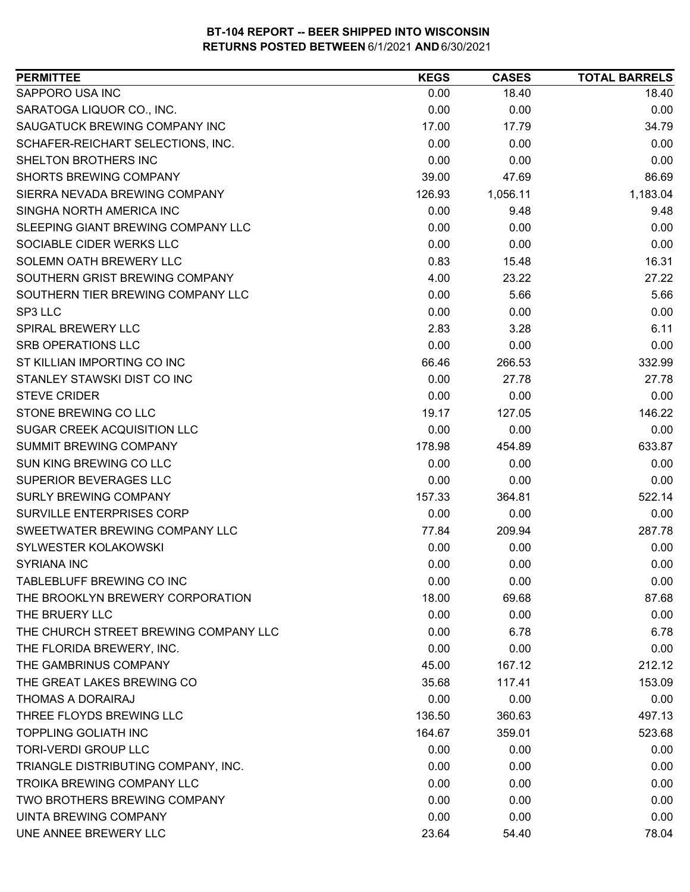# BT-104 REPORT -- BEER SHIPPED INTO WISCONSIN
## RETURNS POSTED BETWEEN 6/1/2021 AND 6/30/2021

| PERMITTEE | KEGS | CASES | TOTAL BARRELS |
|---|---|---|---|
| SAPPORO USA INC | 0.00 | 18.40 | 18.40 |
| SARATOGA LIQUOR CO., INC. | 0.00 | 0.00 | 0.00 |
| SAUGATUCK BREWING COMPANY INC | 17.00 | 17.79 | 34.79 |
| SCHAFER-REICHART SELECTIONS, INC. | 0.00 | 0.00 | 0.00 |
| SHELTON BROTHERS INC | 0.00 | 0.00 | 0.00 |
| SHORTS BREWING COMPANY | 39.00 | 47.69 | 86.69 |
| SIERRA NEVADA BREWING COMPANY | 126.93 | 1,056.11 | 1,183.04 |
| SINGHA NORTH AMERICA INC | 0.00 | 9.48 | 9.48 |
| SLEEPING GIANT BREWING COMPANY LLC | 0.00 | 0.00 | 0.00 |
| SOCIABLE CIDER WERKS LLC | 0.00 | 0.00 | 0.00 |
| SOLEMN OATH BREWERY LLC | 0.83 | 15.48 | 16.31 |
| SOUTHERN GRIST BREWING COMPANY | 4.00 | 23.22 | 27.22 |
| SOUTHERN TIER BREWING COMPANY LLC | 0.00 | 5.66 | 5.66 |
| SP3 LLC | 0.00 | 0.00 | 0.00 |
| SPIRAL BREWERY LLC | 2.83 | 3.28 | 6.11 |
| SRB OPERATIONS LLC | 0.00 | 0.00 | 0.00 |
| ST KILLIAN IMPORTING CO INC | 66.46 | 266.53 | 332.99 |
| STANLEY STAWSKI DIST CO INC | 0.00 | 27.78 | 27.78 |
| STEVE CRIDER | 0.00 | 0.00 | 0.00 |
| STONE BREWING CO LLC | 19.17 | 127.05 | 146.22 |
| SUGAR CREEK ACQUISITION LLC | 0.00 | 0.00 | 0.00 |
| SUMMIT BREWING COMPANY | 178.98 | 454.89 | 633.87 |
| SUN KING BREWING CO LLC | 0.00 | 0.00 | 0.00 |
| SUPERIOR BEVERAGES LLC | 0.00 | 0.00 | 0.00 |
| SURLY BREWING COMPANY | 157.33 | 364.81 | 522.14 |
| SURVILLE ENTERPRISES CORP | 0.00 | 0.00 | 0.00 |
| SWEETWATER BREWING COMPANY LLC | 77.84 | 209.94 | 287.78 |
| SYLWESTER KOLAKOWSKI | 0.00 | 0.00 | 0.00 |
| SYRIANA INC | 0.00 | 0.00 | 0.00 |
| TABLEBLUFF BREWING CO INC | 0.00 | 0.00 | 0.00 |
| THE BROOKLYN BREWERY CORPORATION | 18.00 | 69.68 | 87.68 |
| THE BRUERY LLC | 0.00 | 0.00 | 0.00 |
| THE CHURCH STREET BREWING COMPANY LLC | 0.00 | 6.78 | 6.78 |
| THE FLORIDA BREWERY, INC. | 0.00 | 0.00 | 0.00 |
| THE GAMBRINUS COMPANY | 45.00 | 167.12 | 212.12 |
| THE GREAT LAKES BREWING CO | 35.68 | 117.41 | 153.09 |
| THOMAS A DORAIRAJ | 0.00 | 0.00 | 0.00 |
| THREE FLOYDS BREWING LLC | 136.50 | 360.63 | 497.13 |
| TOPPLING GOLIATH INC | 164.67 | 359.01 | 523.68 |
| TORI-VERDI GROUP LLC | 0.00 | 0.00 | 0.00 |
| TRIANGLE DISTRIBUTING COMPANY, INC. | 0.00 | 0.00 | 0.00 |
| TROIKA BREWING COMPANY LLC | 0.00 | 0.00 | 0.00 |
| TWO BROTHERS BREWING COMPANY | 0.00 | 0.00 | 0.00 |
| UINTA BREWING COMPANY | 0.00 | 0.00 | 0.00 |
| UNE ANNEE BREWERY LLC | 23.64 | 54.40 | 78.04 |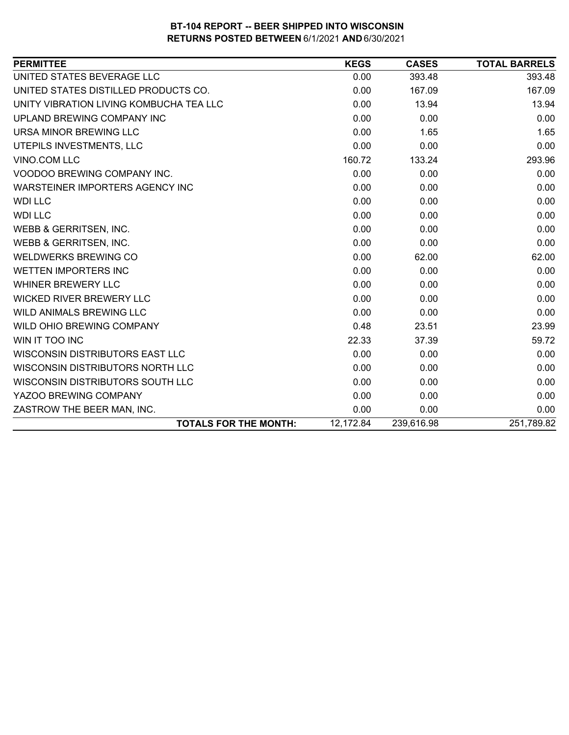**BT-104 REPORT -- BEER SHIPPED INTO WISCONSIN**
**RETURNS POSTED BETWEEN 6/1/2021 AND 6/30/2021**

| PERMITTEE | KEGS | CASES | TOTAL BARRELS |
|---|---|---|---|
| UNITED STATES BEVERAGE LLC | 0.00 | 393.48 | 393.48 |
| UNITED STATES DISTILLED PRODUCTS CO. | 0.00 | 167.09 | 167.09 |
| UNITY VIBRATION LIVING KOMBUCHA TEA LLC | 0.00 | 13.94 | 13.94 |
| UPLAND BREWING COMPANY INC | 0.00 | 0.00 | 0.00 |
| URSA MINOR BREWING LLC | 0.00 | 1.65 | 1.65 |
| UTEPILS INVESTMENTS, LLC | 0.00 | 0.00 | 0.00 |
| VINO.COM LLC | 160.72 | 133.24 | 293.96 |
| VOODOO BREWING COMPANY INC. | 0.00 | 0.00 | 0.00 |
| WARSTEINER IMPORTERS AGENCY INC | 0.00 | 0.00 | 0.00 |
| WDI LLC | 0.00 | 0.00 | 0.00 |
| WDI LLC | 0.00 | 0.00 | 0.00 |
| WEBB & GERRITSEN, INC. | 0.00 | 0.00 | 0.00 |
| WEBB & GERRITSEN, INC. | 0.00 | 0.00 | 0.00 |
| WELDWERKS BREWING CO | 0.00 | 62.00 | 62.00 |
| WETTEN IMPORTERS INC | 0.00 | 0.00 | 0.00 |
| WHINER BREWERY LLC | 0.00 | 0.00 | 0.00 |
| WICKED RIVER BREWERY LLC | 0.00 | 0.00 | 0.00 |
| WILD ANIMALS BREWING LLC | 0.00 | 0.00 | 0.00 |
| WILD OHIO BREWING COMPANY | 0.48 | 23.51 | 23.99 |
| WIN IT TOO INC | 22.33 | 37.39 | 59.72 |
| WISCONSIN DISTRIBUTORS EAST LLC | 0.00 | 0.00 | 0.00 |
| WISCONSIN DISTRIBUTORS NORTH LLC | 0.00 | 0.00 | 0.00 |
| WISCONSIN DISTRIBUTORS SOUTH LLC | 0.00 | 0.00 | 0.00 |
| YAZOO BREWING COMPANY | 0.00 | 0.00 | 0.00 |
| ZASTROW THE BEER MAN, INC. | 0.00 | 0.00 | 0.00 |
| **TOTALS FOR THE MONTH:** | 12,172.84 | 239,616.98 | 251,789.82 |